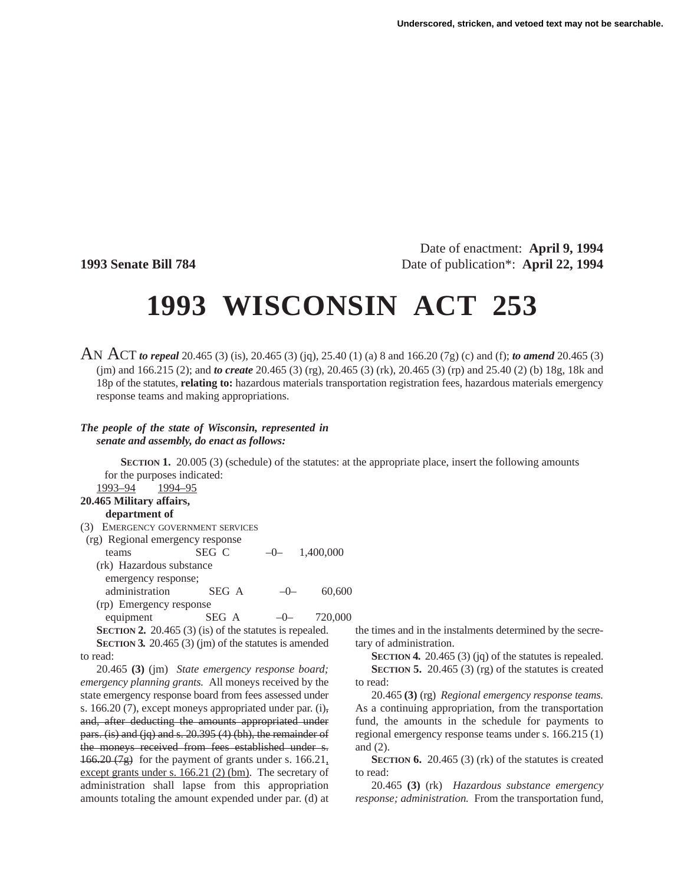Underscored, stricken, and vetoed text may not be searchable.

Date of enactment: **April 9, 1994**

**1993 Senate Bill 784** Date of publication*: **April 22, 1994**

# 1993 WISCONSIN ACT 253

AN ACT ***to repeal*** 20.465 (3) (is), 20.465 (3) (jq), 25.40 (1) (a) 8 and 166.20 (7g) (c) and (f); ***to amend*** 20.465 (3) (jm) and 166.215 (2); and ***to create*** 20.465 (3) (rg), 20.465 (3) (rk), 20.465 (3) (rp) and 25.40 (2) (b) 18g, 18k and 18p of the statutes, **relating to:** hazardous materials transportation registration fees, hazardous materials emergency response teams and making appropriations.

***The people of the state of Wisconsin, represented in senate and assembly, do enact as follows:***

**SECTION 1.** 20.005 (3) (schedule) of the statutes: at the appropriate place, insert the following amounts for the purposes indicated:

| | | 1993–94 | 1994–95 |
|---|---|---|---|
| **20.465 Military affairs, department of** | | | |
| (3) EMERGENCY GOVERNMENT SERVICES | | | |
| (rg) Regional emergency response teams | SEG C | –0– | 1,400,000 |
| (rk) Hazardous substance emergency response; administration | SEG A | –0– | 60,600 |
| (rp) Emergency response equipment | SEG A | –0– | 720,000 |

**SECTION 2.** 20.465 (3) (is) of the statutes is repealed.

**SECTION 3.** 20.465 (3) (jm) of the statutes is amended to read:

20.465 **(3)** (jm) *State emergency response board; emergency planning grants.* All moneys received by the state emergency response board from fees assessed under s. 166.20 (7), except moneys appropriated under par. (i)~~, and, after deducting the amounts appropriated under pars. (is) and (jq) and s. 20.395 (4) (bh), the remainder of the moneys received from fees established under s. 166.20 (7g)~~ for the payment of grants under s. 166.21, except grants under s. 166.21 (2) (bm). The secretary of administration shall lapse from this appropriation amounts totaling the amount expended under par. (d) at the times and in the instalments determined by the secretary of administration.

**SECTION 4.** 20.465 (3) (jq) of the statutes is repealed.

**SECTION 5.** 20.465 (3) (rg) of the statutes is created to read:

20.465 **(3)** (rg) *Regional emergency response teams.* As a continuing appropriation, from the transportation fund, the amounts in the schedule for payments to regional emergency response teams under s. 166.215 (1) and (2).

**SECTION 6.** 20.465 (3) (rk) of the statutes is created to read:

20.465 **(3)** (rk) *Hazardous substance emergency response; administration.* From the transportation fund,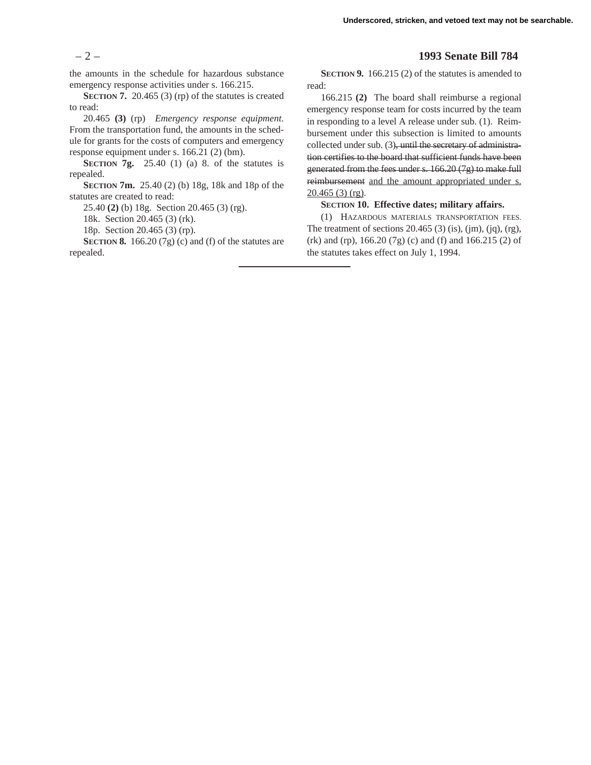the amounts in the schedule for hazardous substance emergency response activities under s. 166.215.

**SECTION 7.** 20.465 (3) (rp) of the statutes is created to read:

20.465 **(3)** (rp) *Emergency response equipment.* From the transportation fund, the amounts in the schedule for grants for the costs of computers and emergency response equipment under s. 166.21 (2) (bm).

**SECTION 7g.** 25.40 (1) (a) 8. of the statutes is repealed.

**SECTION 7m.** 25.40 (2) (b) 18g, 18k and 18p of the statutes are created to read:

25.40 **(2)** (b) 18g. Section 20.465 (3) (rg).

18k. Section 20.465 (3) (rk).

18p. Section 20.465 (3) (rp).

**SECTION 8.** 166.20 (7g) (c) and (f) of the statutes are repealed.

**SECTION 9.** 166.215 (2) of the statutes is amended to read:

166.215 **(2)** The board shall reimburse a regional emergency response team for costs incurred by the team in responding to a level A release under sub. (1). Reimbursement under this subsection is limited to amounts collected under sub. (3)~~, until the secretary of administration certifies to the board that sufficient funds have been generated from the fees under s. 166.20 (7g) to make full reimbursement~~ <u>and the amount appropriated under s. 20.465 (3) (rg)</u>.

**SECTION 10. Effective dates; military affairs.**

(1) HAZARDOUS MATERIALS TRANSPORTATION FEES. The treatment of sections 20.465 (3) (is), (jm), (jq), (rg), (rk) and (rp), 166.20 (7g) (c) and (f) and 166.215 (2) of the statutes takes effect on July 1, 1994.